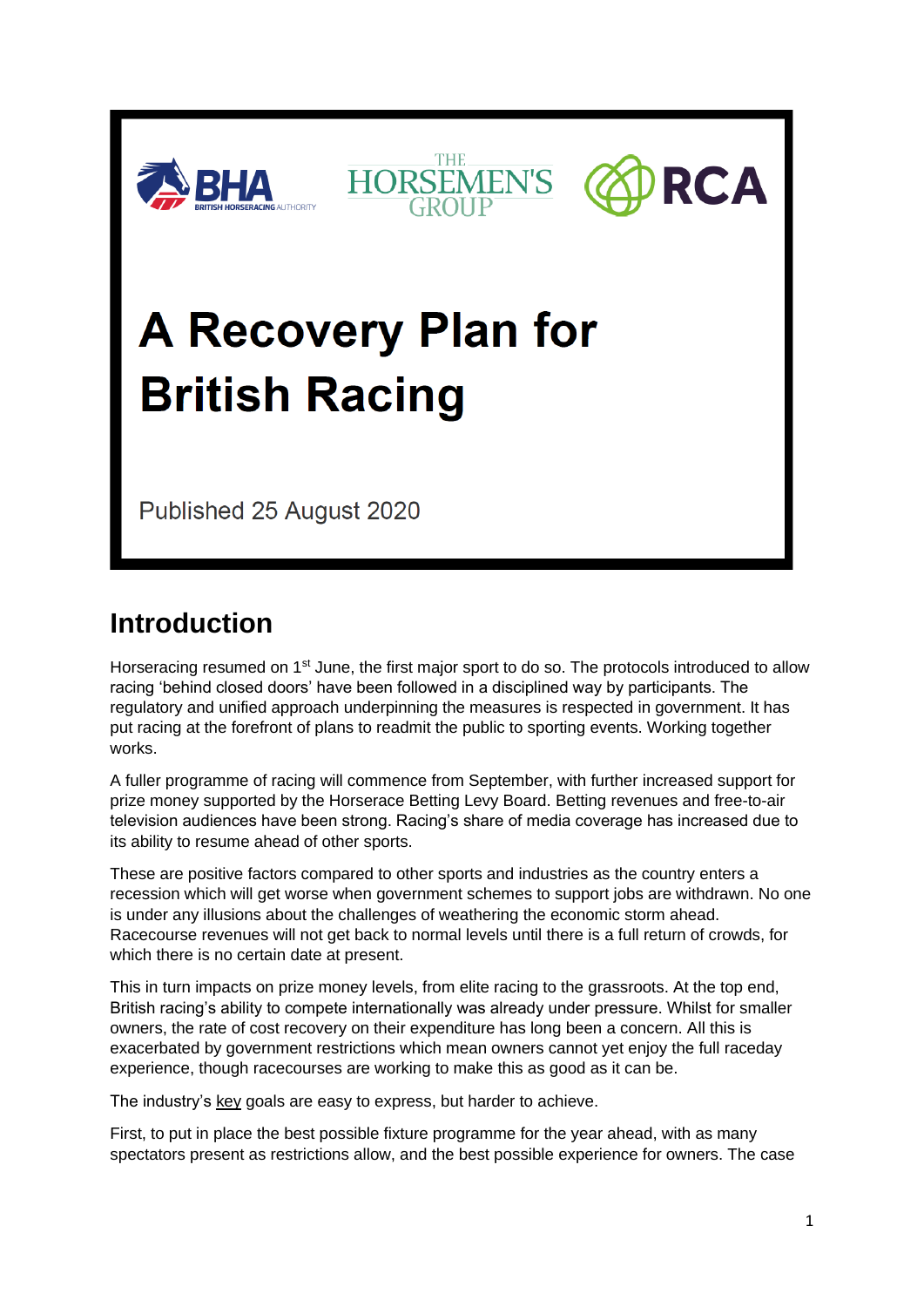BHA BRITISH HORSERACING AUTHORITY | THE HORSEMEN'S GROUP | RCA

# A Recovery Plan for British Racing

Published 25 August 2020

## Introduction

Horseracing resumed on 1st June, the first major sport to do so. The protocols introduced to allow racing 'behind closed doors' have been followed in a disciplined way by participants. The regulatory and unified approach underpinning the measures is respected in government. It has put racing at the forefront of plans to readmit the public to sporting events. Working together works.

A fuller programme of racing will commence from September, with further increased support for prize money supported by the Horserace Betting Levy Board. Betting revenues and free-to-air television audiences have been strong. Racing's share of media coverage has increased due to its ability to resume ahead of other sports.

These are positive factors compared to other sports and industries as the country enters a recession which will get worse when government schemes to support jobs are withdrawn. No one is under any illusions about the challenges of weathering the economic storm ahead. Racecourse revenues will not get back to normal levels until there is a full return of crowds, for which there is no certain date at present.

This in turn impacts on prize money levels, from elite racing to the grassroots. At the top end, British racing's ability to compete internationally was already under pressure. Whilst for smaller owners, the rate of cost recovery on their expenditure has long been a concern. All this is exacerbated by government restrictions which mean owners cannot yet enjoy the full raceday experience, though racecourses are working to make this as good as it can be.

The industry's key goals are easy to express, but harder to achieve.

First, to put in place the best possible fixture programme for the year ahead, with as many spectators present as restrictions allow, and the best possible experience for owners. The case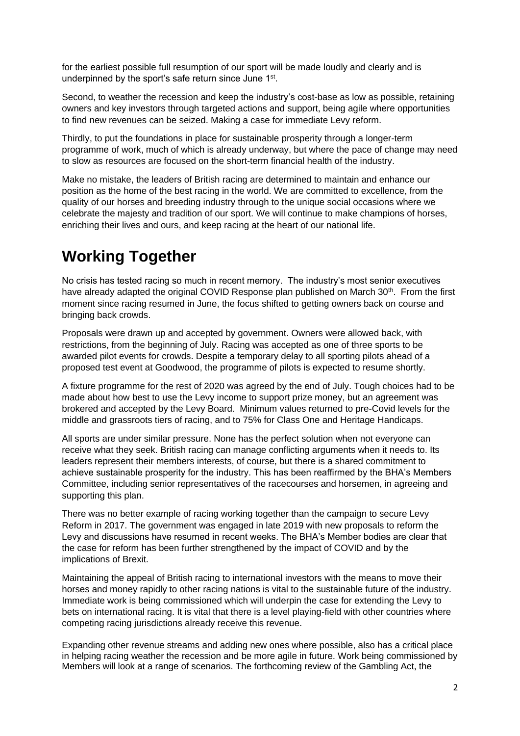for the earliest possible full resumption of our sport will be made loudly and clearly and is underpinned by the sport's safe return since June 1st.

Second, to weather the recession and keep the industry's cost-base as low as possible, retaining owners and key investors through targeted actions and support, being agile where opportunities to find new revenues can be seized. Making a case for immediate Levy reform.

Thirdly, to put the foundations in place for sustainable prosperity through a longer-term programme of work, much of which is already underway, but where the pace of change may need to slow as resources are focused on the short-term financial health of the industry.

Make no mistake, the leaders of British racing are determined to maintain and enhance our position as the home of the best racing in the world. We are committed to excellence, from the quality of our horses and breeding industry through to the unique social occasions where we celebrate the majesty and tradition of our sport. We will continue to make champions of horses, enriching their lives and ours, and keep racing at the heart of our national life.

# Working Together

No crisis has tested racing so much in recent memory. The industry's most senior executives have already adapted the original COVID Response plan published on March 30th. From the first moment since racing resumed in June, the focus shifted to getting owners back on course and bringing back crowds.

Proposals were drawn up and accepted by government. Owners were allowed back, with restrictions, from the beginning of July. Racing was accepted as one of three sports to be awarded pilot events for crowds. Despite a temporary delay to all sporting pilots ahead of a proposed test event at Goodwood, the programme of pilots is expected to resume shortly.

A fixture programme for the rest of 2020 was agreed by the end of July. Tough choices had to be made about how best to use the Levy income to support prize money, but an agreement was brokered and accepted by the Levy Board. Minimum values returned to pre-Covid levels for the middle and grassroots tiers of racing, and to 75% for Class One and Heritage Handicaps.

All sports are under similar pressure. None has the perfect solution when not everyone can receive what they seek. British racing can manage conflicting arguments when it needs to. Its leaders represent their members interests, of course, but there is a shared commitment to achieve sustainable prosperity for the industry. This has been reaffirmed by the BHA's Members Committee, including senior representatives of the racecourses and horsemen, in agreeing and supporting this plan.

There was no better example of racing working together than the campaign to secure Levy Reform in 2017. The government was engaged in late 2019 with new proposals to reform the Levy and discussions have resumed in recent weeks. The BHA's Member bodies are clear that the case for reform has been further strengthened by the impact of COVID and by the implications of Brexit.

Maintaining the appeal of British racing to international investors with the means to move their horses and money rapidly to other racing nations is vital to the sustainable future of the industry. Immediate work is being commissioned which will underpin the case for extending the Levy to bets on international racing. It is vital that there is a level playing-field with other countries where competing racing jurisdictions already receive this revenue.

Expanding other revenue streams and adding new ones where possible, also has a critical place in helping racing weather the recession and be more agile in future. Work being commissioned by Members will look at a range of scenarios. The forthcoming review of the Gambling Act, the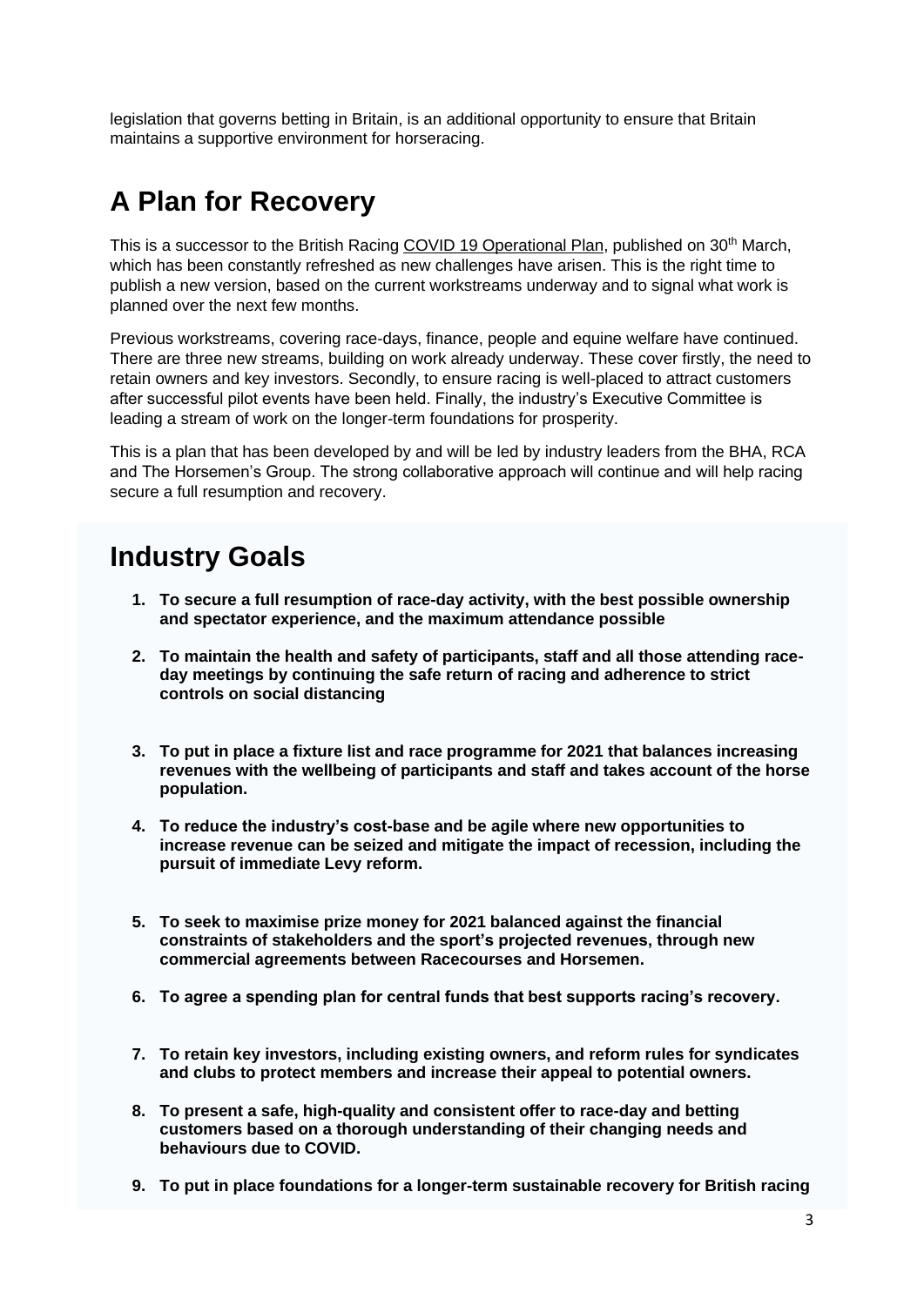legislation that governs betting in Britain, is an additional opportunity to ensure that Britain maintains a supportive environment for horseracing.

## A Plan for Recovery

This is a successor to the British Racing COVID 19 Operational Plan, published on 30th March, which has been constantly refreshed as new challenges have arisen. This is the right time to publish a new version, based on the current workstreams underway and to signal what work is planned over the next few months.

Previous workstreams, covering race-days, finance, people and equine welfare have continued. There are three new streams, building on work already underway. These cover firstly, the need to retain owners and key investors. Secondly, to ensure racing is well-placed to attract customers after successful pilot events have been held. Finally, the industry's Executive Committee is leading a stream of work on the longer-term foundations for prosperity.

This is a plan that has been developed by and will be led by industry leaders from the BHA, RCA and The Horsemen's Group. The strong collaborative approach will continue and will help racing secure a full resumption and recovery.

## Industry Goals

1. **To secure a full resumption of race-day activity, with the best possible ownership and spectator experience, and the maximum attendance possible**
2. **To maintain the health and safety of participants, staff and all those attending race-day meetings by continuing the safe return of racing and adherence to strict controls on social distancing**
3. **To put in place a fixture list and race programme for 2021 that balances increasing revenues with the wellbeing of participants and staff and takes account of the horse population.**
4. **To reduce the industry's cost-base and be agile where new opportunities to increase revenue can be seized and mitigate the impact of recession, including the pursuit of immediate Levy reform.**
5. **To seek to maximise prize money for 2021 balanced against the financial constraints of stakeholders and the sport's projected revenues, through new commercial agreements between Racecourses and Horsemen.**
6. **To agree a spending plan for central funds that best supports racing's recovery.**
7. **To retain key investors, including existing owners, and reform rules for syndicates and clubs to protect members and increase their appeal to potential owners.**
8. **To present a safe, high-quality and consistent offer to race-day and betting customers based on a thorough understanding of their changing needs and behaviours due to COVID.**
9. **To put in place foundations for a longer-term sustainable recovery for British racing**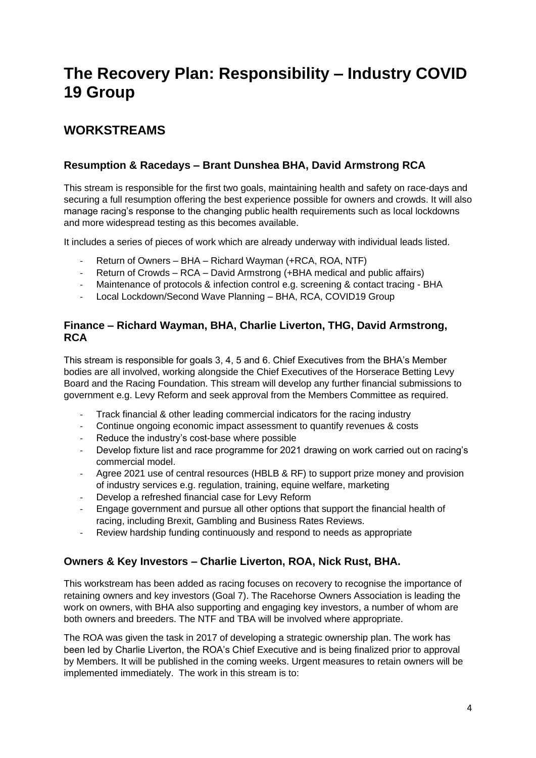# The Recovery Plan: Responsibility – Industry COVID 19 Group

## WORKSTREAMS

### Resumption & Racedays – Brant Dunshea BHA, David Armstrong RCA

This stream is responsible for the first two goals, maintaining health and safety on race-days and securing a full resumption offering the best experience possible for owners and crowds. It will also manage racing's response to the changing public health requirements such as local lockdowns and more widespread testing as this becomes available.

It includes a series of pieces of work which are already underway with individual leads listed.

- Return of Owners – BHA – Richard Wayman (+RCA, ROA, NTF)
- Return of Crowds – RCA – David Armstrong (+BHA medical and public affairs)
- Maintenance of protocols & infection control e.g. screening & contact tracing - BHA
- Local Lockdown/Second Wave Planning – BHA, RCA, COVID19 Group

### Finance – Richard Wayman, BHA, Charlie Liverton, THG, David Armstrong, RCA

This stream is responsible for goals 3, 4, 5 and 6. Chief Executives from the BHA's Member bodies are all involved, working alongside the Chief Executives of the Horserace Betting Levy Board and the Racing Foundation. This stream will develop any further financial submissions to government e.g. Levy Reform and seek approval from the Members Committee as required.

- Track financial & other leading commercial indicators for the racing industry
- Continue ongoing economic impact assessment to quantify revenues & costs
- Reduce the industry's cost-base where possible
- Develop fixture list and race programme for 2021 drawing on work carried out on racing's commercial model.
- Agree 2021 use of central resources (HBLB & RF) to support prize money and provision of industry services e.g. regulation, training, equine welfare, marketing
- Develop a refreshed financial case for Levy Reform
- Engage government and pursue all other options that support the financial health of racing, including Brexit, Gambling and Business Rates Reviews.
- Review hardship funding continuously and respond to needs as appropriate

### Owners & Key Investors – Charlie Liverton, ROA, Nick Rust, BHA.

This workstream has been added as racing focuses on recovery to recognise the importance of retaining owners and key investors (Goal 7). The Racehorse Owners Association is leading the work on owners, with BHA also supporting and engaging key investors, a number of whom are both owners and breeders. The NTF and TBA will be involved where appropriate.

The ROA was given the task in 2017 of developing a strategic ownership plan. The work has been led by Charlie Liverton, the ROA's Chief Executive and is being finalized prior to approval by Members. It will be published in the coming weeks. Urgent measures to retain owners will be implemented immediately. The work in this stream is to: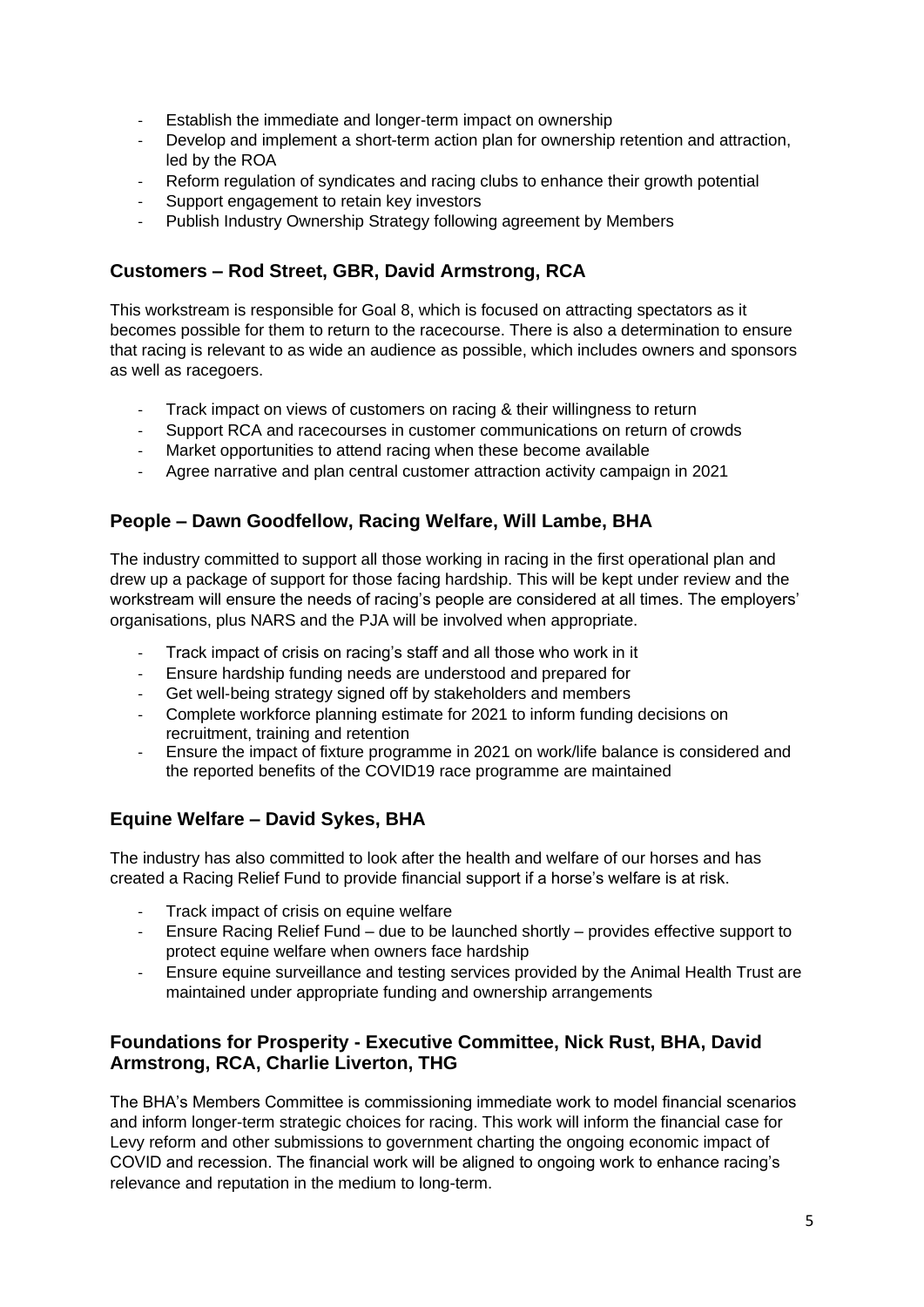- Establish the immediate and longer-term impact on ownership
- Develop and implement a short-term action plan for ownership retention and attraction, led by the ROA
- Reform regulation of syndicates and racing clubs to enhance their growth potential
- Support engagement to retain key investors
- Publish Industry Ownership Strategy following agreement by Members

### Customers – Rod Street, GBR, David Armstrong, RCA

This workstream is responsible for Goal 8, which is focused on attracting spectators as it becomes possible for them to return to the racecourse. There is also a determination to ensure that racing is relevant to as wide an audience as possible, which includes owners and sponsors as well as racegoers.

- Track impact on views of customers on racing & their willingness to return
- Support RCA and racecourses in customer communications on return of crowds
- Market opportunities to attend racing when these become available
- Agree narrative and plan central customer attraction activity campaign in 2021

### People – Dawn Goodfellow, Racing Welfare, Will Lambe, BHA

The industry committed to support all those working in racing in the first operational plan and drew up a package of support for those facing hardship. This will be kept under review and the workstream will ensure the needs of racing's people are considered at all times. The employers' organisations, plus NARS and the PJA will be involved when appropriate.

- Track impact of crisis on racing's staff and all those who work in it
- Ensure hardship funding needs are understood and prepared for
- Get well-being strategy signed off by stakeholders and members
- Complete workforce planning estimate for 2021 to inform funding decisions on recruitment, training and retention
- Ensure the impact of fixture programme in 2021 on work/life balance is considered and the reported benefits of the COVID19 race programme are maintained

### Equine Welfare – David Sykes, BHA

The industry has also committed to look after the health and welfare of our horses and has created a Racing Relief Fund to provide financial support if a horse's welfare is at risk.

- Track impact of crisis on equine welfare
- Ensure Racing Relief Fund – due to be launched shortly – provides effective support to protect equine welfare when owners face hardship
- Ensure equine surveillance and testing services provided by the Animal Health Trust are maintained under appropriate funding and ownership arrangements

### Foundations for Prosperity - Executive Committee, Nick Rust, BHA, David Armstrong, RCA, Charlie Liverton, THG

The BHA's Members Committee is commissioning immediate work to model financial scenarios and inform longer-term strategic choices for racing. This work will inform the financial case for Levy reform and other submissions to government charting the ongoing economic impact of COVID and recession. The financial work will be aligned to ongoing work to enhance racing's relevance and reputation in the medium to long-term.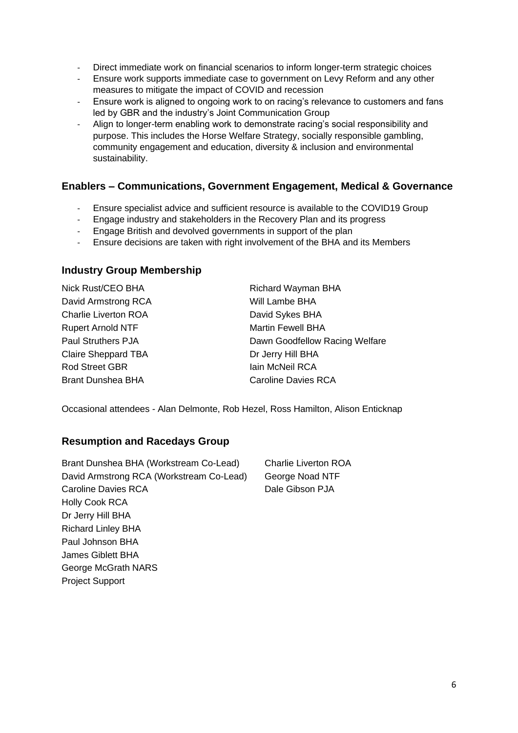- Direct immediate work on financial scenarios to inform longer-term strategic choices
- Ensure work supports immediate case to government on Levy Reform and any other measures to mitigate the impact of COVID and recession
- Ensure work is aligned to ongoing work to on racing's relevance to customers and fans led by GBR and the industry's Joint Communication Group
- Align to longer-term enabling work to demonstrate racing's social responsibility and purpose. This includes the Horse Welfare Strategy, socially responsible gambling, community engagement and education, diversity & inclusion and environmental sustainability.

## Enablers – Communications, Government Engagement, Medical & Governance

- Ensure specialist advice and sufficient resource is available to the COVID19 Group
- Engage industry and stakeholders in the Recovery Plan and its progress
- Engage British and devolved governments in support of the plan
- Ensure decisions are taken with right involvement of the BHA and its Members

## Industry Group Membership

Nick Rust/CEO BHA
David Armstrong RCA
Charlie Liverton ROA
Rupert Arnold NTF
Paul Struthers PJA
Claire Sheppard TBA
Rod Street GBR
Brant Dunshea BHA
Richard Wayman BHA
Will Lambe BHA
David Sykes BHA
Martin Fewell BHA
Dawn Goodfellow Racing Welfare
Dr Jerry Hill BHA
Iain McNeil RCA
Caroline Davies RCA

Occasional attendees - Alan Delmonte, Rob Hezel, Ross Hamilton, Alison Enticknap

## Resumption and Racedays Group

Brant Dunshea BHA (Workstream Co-Lead)
David Armstrong RCA (Workstream Co-Lead)
Caroline Davies RCA
Holly Cook RCA
Dr Jerry Hill BHA
Richard Linley BHA
Paul Johnson BHA
James Giblett BHA
George McGrath NARS
Project Support
Charlie Liverton ROA
George Noad NTF
Dale Gibson PJA